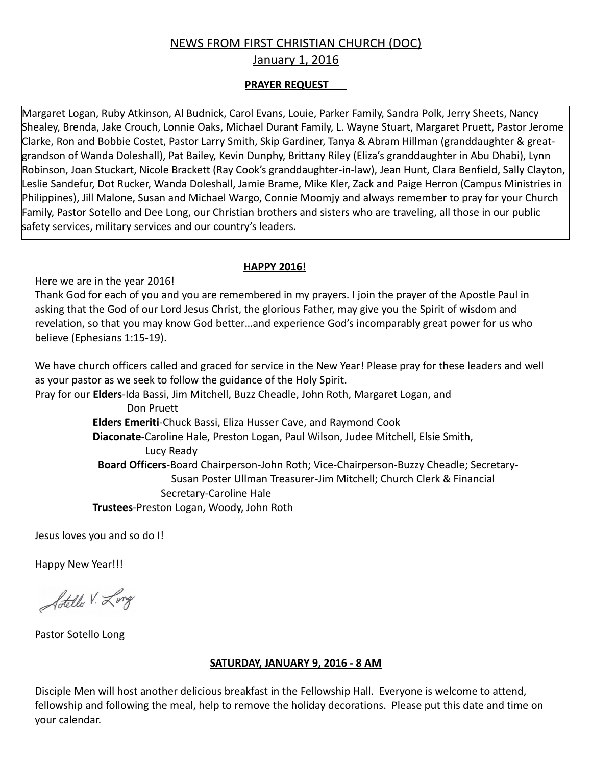# NEWS FROM FIRST CHRISTIAN CHURCH (DOC)

## January 1, 2016

**PRAYER REQUEST**

Margaret Logan, Ruby Atkinson, Al Budnick, Carol Evans, Louie, Parker Family, Sandra Polk, Jerry Sheets, Nancy Shealey, Brenda, Jake Crouch, Lonnie Oaks, Michael Durant Family, L. Wayne Stuart, Margaret Pruett, Pastor Jerome Clarke, Ron and Bobbie Costet, Pastor Larry Smith, Skip Gardiner, Tanya & Abram Hillman (granddaughter & great-grandson of Wanda Doleshall), Pat Bailey, Kevin Dunphy, Brittany Riley (Eliza's granddaughter in Abu Dhabi), Lynn Robinson, Joan Stuckart, Nicole Brackett (Ray Cook's granddaughter-in-law), Jean Hunt, Clara Benfield, Sally Clayton, Leslie Sandefur, Dot Rucker, Wanda Doleshall, Jamie Brame, Mike Kler, Zack and Paige Herron (Campus Ministries in Philippines), Jill Malone, Susan and Michael Wargo, Connie Moomjy and always remember to pray for your Church Family, Pastor Sotello and Dee Long, our Christian brothers and sisters who are traveling, all those in our public safety services, military services and our country's leaders.

**HAPPY 2016!**

Here we are in the year 2016!
Thank God for each of you and you are remembered in my prayers. I join the prayer of the Apostle Paul in asking that the God of our Lord Jesus Christ, the glorious Father, may give you the Spirit of wisdom and revelation, so that you may know God better…and experience God's incomparably great power for us who believe (Ephesians 1:15-19).

We have church officers called and graced for service in the New Year! Please pray for these leaders and well as your pastor as we seek to follow the guidance of the Holy Spirit.

Pray for our **Elders**-Ida Bassi, Jim Mitchell, Buzz Cheadle, John Roth, Margaret Logan, and Don Pruett

**Elders Emeriti**-Chuck Bassi, Eliza Husser Cave, and Raymond Cook

**Diaconate**-Caroline Hale, Preston Logan, Paul Wilson, Judee Mitchell, Elsie Smith, Lucy Ready

**Board Officers**-Board Chairperson-John Roth; Vice-Chairperson-Buzzy Cheadle; Secretary-Susan Poster Ullman Treasurer-Jim Mitchell; Church Clerk & Financial Secretary-Caroline Hale

**Trustees**-Preston Logan, Woody, John Roth

Jesus loves you and so do I!

Happy New Year!!!

Sotello V. Long

Pastor Sotello Long

**SATURDAY, JANUARY 9, 2016 - 8 AM**

Disciple Men will host another delicious breakfast in the Fellowship Hall. Everyone is welcome to attend, fellowship and following the meal, help to remove the holiday decorations. Please put this date and time on your calendar.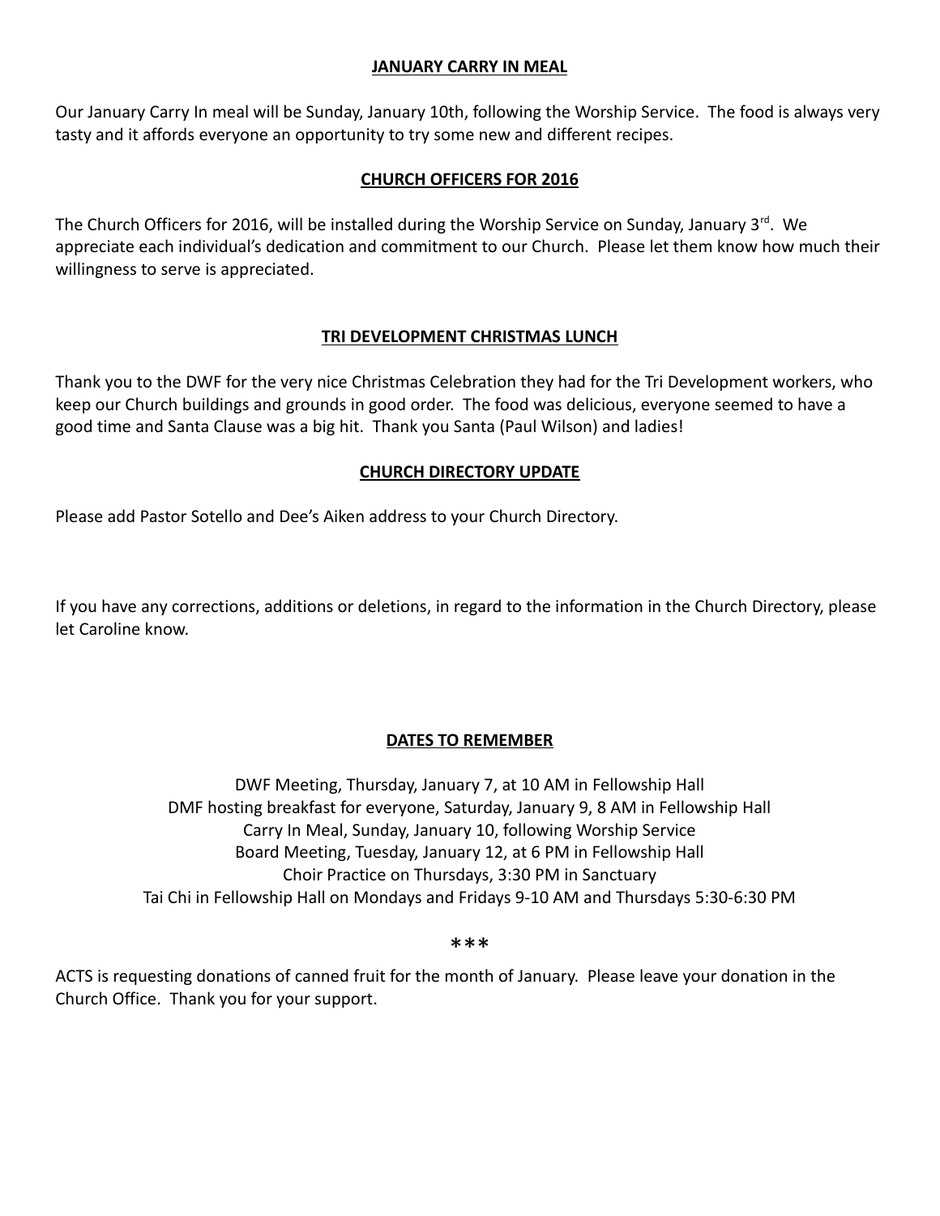## JANUARY CARRY IN MEAL

Our January Carry In meal will be Sunday, January 10th, following the Worship Service. The food is always very tasty and it affords everyone an opportunity to try some new and different recipes.

## CHURCH OFFICERS FOR 2016

The Church Officers for 2016, will be installed during the Worship Service on Sunday, January 3rd. We appreciate each individual's dedication and commitment to our Church. Please let them know how much their willingness to serve is appreciated.

## TRI DEVELOPMENT CHRISTMAS LUNCH

Thank you to the DWF for the very nice Christmas Celebration they had for the Tri Development workers, who keep our Church buildings and grounds in good order. The food was delicious, everyone seemed to have a good time and Santa Clause was a big hit. Thank you Santa (Paul Wilson) and ladies!

## CHURCH DIRECTORY UPDATE

Please add Pastor Sotello and Dee's Aiken address to your Church Directory.

If you have any corrections, additions or deletions, in regard to the information in the Church Directory, please let Caroline know.

## DATES TO REMEMBER

DWF Meeting, Thursday, January 7, at 10 AM in Fellowship Hall
DMF hosting breakfast for everyone, Saturday, January 9, 8 AM in Fellowship Hall
Carry In Meal, Sunday, January 10, following Worship Service
Board Meeting, Tuesday, January 12, at 6 PM in Fellowship Hall
Choir Practice on Thursdays, 3:30 PM in Sanctuary
Tai Chi in Fellowship Hall on Mondays and Fridays 9-10 AM and Thursdays 5:30-6:30 PM

***

ACTS is requesting donations of canned fruit for the month of January. Please leave your donation in the Church Office. Thank you for your support.